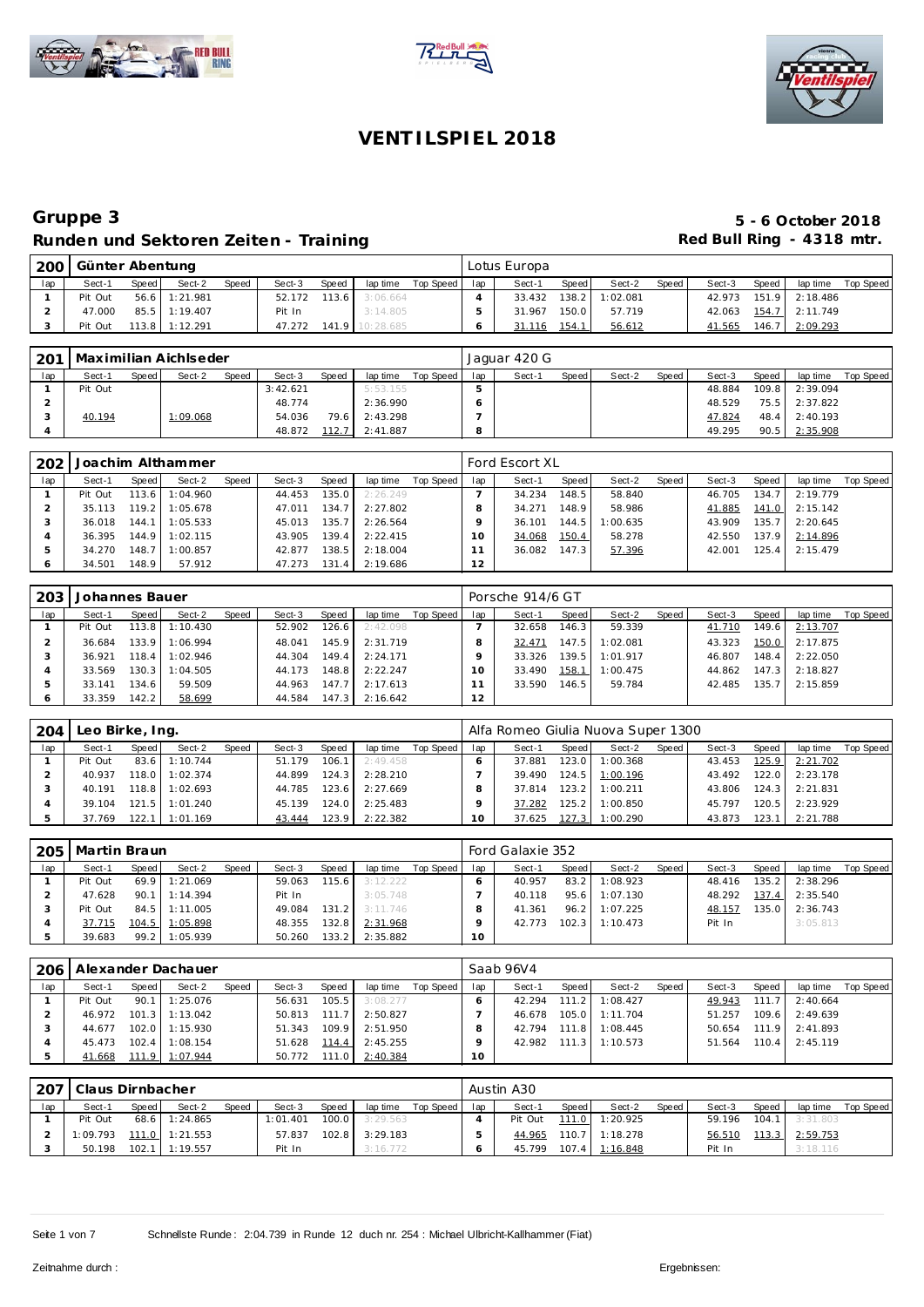# VENTILSPIEL 2018

## Gruppe 3

**5 - 6 October 2018**

### Runden und Sektoren Zeiten - Training

**Red Bull Ring - 4318 mtr.**

| 200 | Günter Abentung | | | | | | | | Lotus Europa | | | | | | | | |
|---|---|---|---|---|---|---|---|---|---|---|---|---|---|---|---|---|---|
| lap | Sect-1 | Speed | Sect-2 | Speed | Sect-3 | Speed | lap time | Top Speed | lap | Sect-1 | Speed | Sect-2 | Speed | Sect-3 | Speed | lap time | Top Speed |
| 1 | Pit Out | 56.6 | 1:21.981 | | 52.172 | 113.6 | 3:06.664 | | 4 | 33.432 | 138.2 | 1:02.081 | | 42.973 | 151.9 | 2:18.486 | |
| 2 | 47.000 | 85.5 | 1:19.407 | | Pit In | | 3:14.805 | | 5 | 31.967 | 150.0 | 57.719 | | 42.063 | 154.7 | 2:11.749 | |
| 3 | Pit Out | 113.8 | 1:12.291 | | 47.272 | 141.9 | 10:28.685 | | 6 | 31.116 | 154.1 | 56.612 | | 41.565 | 146.7 | 2:09.293 | |

| 201 | Maximilian Aichlseder | | | | | | | | Jaguar 420 G | | | | | | | | |
|---|---|---|---|---|---|---|---|---|---|---|---|---|---|---|---|---|---|
| lap | Sect-1 | Speed | Sect-2 | Speed | Sect-3 | Speed | lap time | Top Speed | lap | Sect-1 | Speed | Sect-2 | Speed | Sect-3 | Speed | lap time | Top Speed |
| 1 | Pit Out | | | | 3:42.621 | | 5:53.155 | | 5 | | | | | 48.884 | 109.8 | 2:39.094 | |
| 2 | | | | | 48.774 | | 2:36.990 | | 6 | | | | | 48.529 | 75.5 | 2:37.822 | |
| 3 | 40.194 | | 1:09.068 | | 54.036 | 79.6 | 2:43.298 | | 7 | | | | | 47.824 | 48.4 | 2:40.193 | |
| 4 | | | | | 48.872 | 112.7 | 2:41.887 | | 8 | | | | | 49.295 | 90.5 | 2:35.908 | |

| 202 | Joachim Althammer | | | | | | | | Ford Escort XL | | | | | | | | |
|---|---|---|---|---|---|---|---|---|---|---|---|---|---|---|---|---|---|
| lap | Sect-1 | Speed | Sect-2 | Speed | Sect-3 | Speed | lap time | Top Speed | lap | Sect-1 | Speed | Sect-2 | Speed | Sect-3 | Speed | lap time | Top Speed |
| 1 | Pit Out | 113.6 | 1:04.960 | | 44.453 | 135.0 | 2:26.249 | | 7 | 34.234 | 148.5 | 58.840 | | 46.705 | 134.7 | 2:19.779 | |
| 2 | 35.113 | 119.2 | 1:05.678 | | 47.011 | 134.7 | 2:27.802 | | 8 | 34.271 | 148.9 | 58.986 | | 41.885 | 141.0 | 2:15.142 | |
| 3 | 36.018 | 144.1 | 1:05.533 | | 45.013 | 135.7 | 2:26.564 | | 9 | 36.101 | 144.5 | 1:00.635 | | 43.909 | 135.7 | 2:20.645 | |
| 4 | 36.395 | 144.9 | 1:02.115 | | 43.905 | 139.4 | 2:22.415 | | 10 | 34.068 | 150.4 | 58.278 | | 42.550 | 137.9 | 2:14.896 | |
| 5 | 34.270 | 148.7 | 1:00.857 | | 42.877 | 138.5 | 2:18.004 | | 11 | 36.082 | 147.3 | 57.396 | | 42.001 | 125.4 | 2:15.479 | |
| 6 | 34.501 | 148.9 | 57.912 | | 47.273 | 131.4 | 2:19.686 | | 12 | | | | | | | | |

| 203 | Johannes Bauer | | | | | | | | Porsche 914/6 GT | | | | | | | | |
|---|---|---|---|---|---|---|---|---|---|---|---|---|---|---|---|---|---|
| lap | Sect-1 | Speed | Sect-2 | Speed | Sect-3 | Speed | lap time | Top Speed | lap | Sect-1 | Speed | Sect-2 | Speed | Sect-3 | Speed | lap time | Top Speed |
| 1 | Pit Out | 113.8 | 1:10.430 | | 52.902 | 126.6 | 2:42.098 | | 7 | 32.658 | 146.3 | 59.339 | | 41.710 | 149.6 | 2:13.707 | |
| 2 | 36.684 | 133.9 | 1:06.994 | | 48.041 | 145.9 | 2:31.719 | | 8 | 32.471 | 147.5 | 1:02.081 | | 43.323 | 150.0 | 2:17.875 | |
| 3 | 36.921 | 118.4 | 1:02.946 | | 44.304 | 149.4 | 2:24.171 | | 9 | 33.326 | 139.5 | 1:01.917 | | 46.807 | 148.4 | 2:22.050 | |
| 4 | 33.569 | 130.3 | 1:04.505 | | 44.173 | 148.8 | 2:22.247 | | 10 | 33.490 | 158.1 | 1:00.475 | | 44.862 | 147.3 | 2:18.827 | |
| 5 | 33.141 | 134.6 | 59.509 | | 44.963 | 147.7 | 2:17.613 | | 11 | 33.590 | 146.5 | 59.784 | | 42.485 | 135.7 | 2:15.859 | |
| 6 | 33.359 | 142.2 | 58.699 | | 44.584 | 147.3 | 2:16.642 | | 12 | | | | | | | | |

| 204 | Leo Birke, Ing. | | | | | | | | Alfa Romeo Giulia Nuova Super 1300 | | | | | | | | |
|---|---|---|---|---|---|---|---|---|---|---|---|---|---|---|---|---|---|
| lap | Sect-1 | Speed | Sect-2 | Speed | Sect-3 | Speed | lap time | Top Speed | lap | Sect-1 | Speed | Sect-2 | Speed | Sect-3 | Speed | lap time | Top Speed |
| 1 | Pit Out | 83.6 | 1:10.744 | | 51.179 | 106.1 | 2:49.458 | | 6 | 37.881 | 123.0 | 1:00.368 | | 43.453 | 125.9 | 2:21.702 | |
| 2 | 40.937 | 118.0 | 1:02.374 | | 44.899 | 124.3 | 2:28.210 | | 7 | 39.490 | 124.5 | 1:00.196 | | 43.492 | 122.0 | 2:23.178 | |
| 3 | 40.191 | 118.8 | 1:02.693 | | 44.785 | 123.6 | 2:27.669 | | 8 | 37.814 | 123.2 | 1:00.211 | | 43.806 | 124.3 | 2:21.831 | |
| 4 | 39.104 | 121.5 | 1:01.240 | | 45.139 | 124.0 | 2:25.483 | | 9 | 37.282 | 125.2 | 1:00.850 | | 45.797 | 120.5 | 2:23.929 | |
| 5 | 37.769 | 122.1 | 1:01.169 | | 43.444 | 123.9 | 2:22.382 | | 10 | 37.625 | 127.3 | 1:00.290 | | 43.873 | 123.1 | 2:21.788 | |

| 205 | Martin Braun | | | | | | | | Ford Galaxie 352 | | | | | | | | |
|---|---|---|---|---|---|---|---|---|---|---|---|---|---|---|---|---|---|
| lap | Sect-1 | Speed | Sect-2 | Speed | Sect-3 | Speed | lap time | Top Speed | lap | Sect-1 | Speed | Sect-2 | Speed | Sect-3 | Speed | lap time | Top Speed |
| 1 | Pit Out | 69.9 | 1:21.069 | | 59.063 | 115.6 | 3:12.222 | | 6 | 40.957 | 83.2 | 1:08.923 | | 48.416 | 135.2 | 2:38.296 | |
| 2 | 47.628 | 90.1 | 1:14.394 | | Pit In | | 3:05.748 | | 7 | 40.118 | 95.6 | 1:07.130 | | 48.292 | 137.4 | 2:35.540 | |
| 3 | Pit Out | 84.5 | 1:11.005 | | 49.084 | 131.2 | 3:11.746 | | 8 | 41.361 | 96.2 | 1:07.225 | | 48.157 | 135.0 | 2:36.743 | |
| 4 | 37.715 | 104.5 | 1:05.898 | | 48.355 | 132.8 | 2:31.968 | | 9 | 42.773 | 102.3 | 1:10.473 | | Pit In | | 3:05.813 | |
| 5 | 39.683 | 99.2 | 1:05.939 | | 50.260 | 133.2 | 2:35.882 | | 10 | | | | | | | | |

| 206 | Alexander Dachauer | | | | | | | | Saab 96V4 | | | | | | | | |
|---|---|---|---|---|---|---|---|---|---|---|---|---|---|---|---|---|---|
| lap | Sect-1 | Speed | Sect-2 | Speed | Sect-3 | Speed | lap time | Top Speed | lap | Sect-1 | Speed | Sect-2 | Speed | Sect-3 | Speed | lap time | Top Speed |
| 1 | Pit Out | 90.1 | 1:25.076 | | 56.631 | 105.5 | 3:08.277 | | 6 | 42.294 | 111.2 | 1:08.427 | | 49.943 | 111.7 | 2:40.664 | |
| 2 | 46.972 | 101.3 | 1:13.042 | | 50.813 | 111.7 | 2:50.827 | | 7 | 46.678 | 105.0 | 1:11.704 | | 51.257 | 109.6 | 2:49.639 | |
| 3 | 44.677 | 102.0 | 1:15.930 | | 51.343 | 109.9 | 2:51.950 | | 8 | 42.794 | 111.8 | 1:08.445 | | 50.654 | 111.9 | 2:41.893 | |
| 4 | 45.473 | 102.4 | 1:08.154 | | 51.628 | 114.4 | 2:45.255 | | 9 | 42.982 | 111.3 | 1:10.573 | | 51.564 | 110.4 | 2:45.119 | |
| 5 | 41.668 | 111.9 | 1:07.944 | | 50.772 | 111.0 | 2:40.384 | | 10 | | | | | | | | |

| 207 | Claus Dirnbacher | | | | | | | | Austin A30 | | | | | | | | |
|---|---|---|---|---|---|---|---|---|---|---|---|---|---|---|---|---|---|
| lap | Sect-1 | Speed | Sect-2 | Speed | Sect-3 | Speed | lap time | Top Speed | lap | Sect-1 | Speed | Sect-2 | Speed | Sect-3 | Speed | lap time | Top Speed |
| 1 | Pit Out | 68.6 | 1:24.865 | | 1:01.401 | 100.0 | 3:29.563 | | 4 | Pit Out | 111.0 | 1:20.925 | | 59.196 | 104.1 | 3:31.803 | |
| 2 | 1:09.793 | 111.0 | 1:21.553 | | 57.837 | 102.8 | 3:29.183 | | 5 | 44.965 | 110.7 | 1:18.278 | | 56.510 | 113.3 | 2:59.753 | |
| 3 | 50.198 | 102.1 | 1:19.557 | | Pit In | | 3:16.772 | | 6 | 45.799 | 107.4 | 1:16.848 | | Pit In | | 3:18.116 | |

Schnellste Runde : 2:04.739 in Runde 12 duch nr. 254 : Michael Ulbricht-Kallhammer (Fiat)

Zeitnahme durch :

Ergebnissen: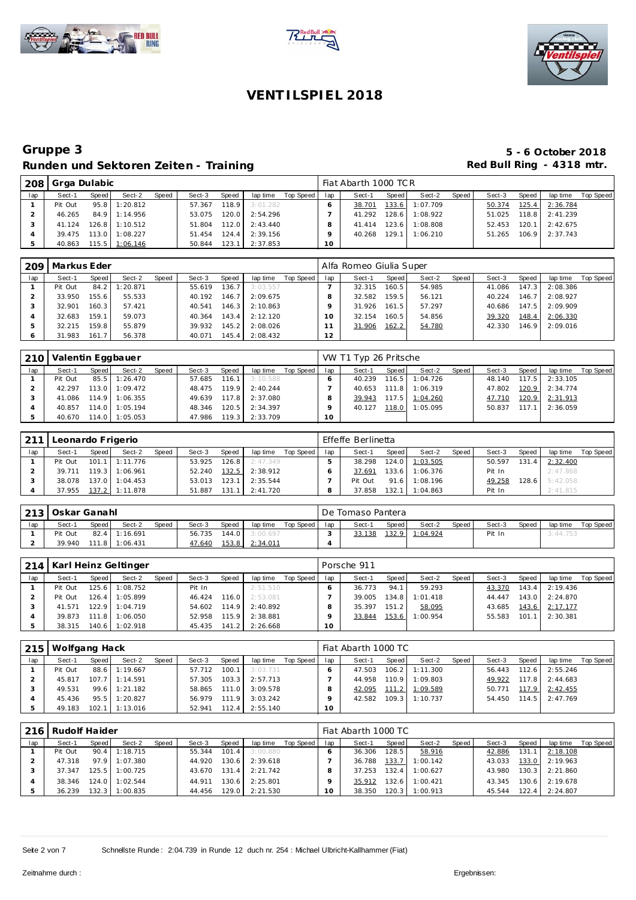# VENTILSPIEL 2018

## Gruppe 3

**Runden und Sektoren Zeiten - Training**

**5 - 6 October 2018**
**Red Bull Ring - 4318 mtr.**

| 208 | Grga Dulabic | | | | | | | | Fiat Abarth 1000 TCR | | | | | | | | |
|---|---|---|---|---|---|---|---|---|---|---|---|---|---|---|---|---|---|
| lap | Sect-1 | Speed | Sect-2 | Speed | Sect-3 | Speed | lap time | Top Speed | lap | Sect-1 | Speed | Sect-2 | Speed | Sect-3 | Speed | lap time | Top Speed |
| 1 | Pit Out | 95.8 | 1:20.812 | | 57.367 | 118.9 | 3:01.282 | | 6 | 38.701 | 133.6 | 1:07.709 | | 50.374 | 125.4 | 2:36.784 | |
| 2 | 46.265 | 84.9 | 1:14.956 | | 53.075 | 120.0 | 2:54.296 | | 7 | 41.292 | 128.6 | 1:08.922 | | 51.025 | 118.8 | 2:41.239 | |
| 3 | 41.124 | 126.8 | 1:10.512 | | 51.804 | 112.0 | 2:43.440 | | 8 | 41.414 | 123.6 | 1:08.808 | | 52.453 | 120.1 | 2:42.675 | |
| 4 | 39.475 | 113.0 | 1:08.227 | | 51.454 | 124.4 | 2:39.156 | | 9 | 40.268 | 129.1 | 1:06.210 | | 51.265 | 106.9 | 2:37.743 | |
| 5 | 40.863 | 115.5 | 1:06.146 | | 50.844 | 123.1 | 2:37.853 | | 10 | | | | | | | | |

| 209 | Markus Eder | | | | | | | | Alfa Romeo Giulia Super | | | | | | | | |
|---|---|---|---|---|---|---|---|---|---|---|---|---|---|---|---|---|---|
| lap | Sect-1 | Speed | Sect-2 | Speed | Sect-3 | Speed | lap time | Top Speed | lap | Sect-1 | Speed | Sect-2 | Speed | Sect-3 | Speed | lap time | Top Speed |
| 1 | Pit Out | 84.2 | 1:20.871 | | 55.619 | 136.7 | 3:03.557 | | 7 | 32.315 | 160.5 | 54.985 | | 41.086 | 147.3 | 2:08.386 | |
| 2 | 33.950 | 155.6 | 55.533 | | 40.192 | 146.7 | 2:09.675 | | 8 | 32.582 | 159.5 | 56.121 | | 40.224 | 146.7 | 2:08.927 | |
| 3 | 32.901 | 160.3 | 57.421 | | 40.541 | 146.3 | 2:10.863 | | 9 | 31.926 | 161.5 | 57.297 | | 40.686 | 147.5 | 2:09.909 | |
| 4 | 32.683 | 159.1 | 59.073 | | 40.364 | 143.4 | 2:12.120 | | 10 | 32.154 | 160.5 | 54.856 | | 39.320 | 148.4 | 2:06.330 | |
| 5 | 32.215 | 159.8 | 55.879 | | 39.932 | 145.2 | 2:08.026 | | 11 | 31.906 | 162.2 | 54.780 | | 42.330 | 146.9 | 2:09.016 | |
| 6 | 31.983 | 161.7 | 56.378 | | 40.071 | 145.4 | 2:08.432 | | 12 | | | | | | | | |

| 210 | Valentin Eggbauer | | | | | | | | VW T1 Typ 26 Pritsche | | | | | | | | |
|---|---|---|---|---|---|---|---|---|---|---|---|---|---|---|---|---|---|
| lap | Sect-1 | Speed | Sect-2 | Speed | Sect-3 | Speed | lap time | Top Speed | lap | Sect-1 | Speed | Sect-2 | Speed | Sect-3 | Speed | lap time | Top Speed |
| 1 | Pit Out | 85.5 | 1:26.470 | | 57.685 | 116.1 | 3:10.588 | | 6 | 40.239 | 116.5 | 1:04.726 | | 48.140 | 117.5 | 2:33.105 | |
| 2 | 42.297 | 113.0 | 1:09.472 | | 48.475 | 119.9 | 2:40.244 | | 7 | 40.653 | 111.8 | 1:06.319 | | 47.802 | 120.9 | 2:34.774 | |
| 3 | 41.086 | 114.9 | 1:06.355 | | 49.639 | 117.8 | 2:37.080 | | 8 | 39.943 | 117.5 | 1:04.260 | | 47.710 | 120.9 | 2:31.913 | |
| 4 | 40.857 | 114.0 | 1:05.194 | | 48.346 | 120.5 | 2:34.397 | | 9 | 40.127 | 118.0 | 1:05.095 | | 50.837 | 117.1 | 2:36.059 | |
| 5 | 40.670 | 114.0 | 1:05.053 | | 47.986 | 119.3 | 2:33.709 | | 10 | | | | | | | | |

| 211 | Leonardo Frigerio | | | | | | | | Effeffe Berlinetta | | | | | | | | |
|---|---|---|---|---|---|---|---|---|---|---|---|---|---|---|---|---|---|
| lap | Sect-1 | Speed | Sect-2 | Speed | Sect-3 | Speed | lap time | Top Speed | lap | Sect-1 | Speed | Sect-2 | Speed | Sect-3 | Speed | lap time | Top Speed |
| 1 | Pit Out | 101.1 | 1:11.776 | | 53.925 | 126.8 | 2:47.349 | | 5 | 38.298 | 124.0 | 1:03.505 | | 50.597 | 131.4 | 2:32.400 | |
| 2 | 39.711 | 119.3 | 1:06.961 | | 52.240 | 132.5 | 2:38.912 | | 6 | 37.691 | 133.6 | 1:06.376 | | Pit In | | 2:47.868 | |
| 3 | 38.078 | 137.0 | 1:04.453 | | 53.013 | 123.1 | 2:35.544 | | 7 | Pit Out | 91.6 | 1:08.196 | | 49.258 | 128.6 | 5:42.058 | |
| 4 | 37.955 | 137.2 | 1:11.878 | | 51.887 | 131.1 | 2:41.720 | | 8 | 37.858 | 132.1 | 1:04.863 | | Pit In | | 2:41.815 | |

| 213 | Oskar Ganahl | | | | | | | | De Tomaso Pantera | | | | | | | | |
|---|---|---|---|---|---|---|---|---|---|---|---|---|---|---|---|---|---|
| lap | Sect-1 | Speed | Sect-2 | Speed | Sect-3 | Speed | lap time | Top Speed | lap | Sect-1 | Speed | Sect-2 | Speed | Sect-3 | Speed | lap time | Top Speed |
| 1 | Pit Out | 82.4 | 1:16.691 | | 56.735 | 144.0 | 3:00.697 | | 3 | 33.138 | 132.9 | 1:04.924 | | Pit In | | 3:44.753 | |
| 2 | 39.940 | 111.8 | 1:06.431 | | 47.640 | 153.8 | 2:34.011 | | 4 | | | | | | | | |

| 214 | Karl Heinz Geltinger | | | | | | | | Porsche 911 | | | | | | | | |
|---|---|---|---|---|---|---|---|---|---|---|---|---|---|---|---|---|---|
| lap | Sect-1 | Speed | Sect-2 | Speed | Sect-3 | Speed | lap time | Top Speed | lap | Sect-1 | Speed | Sect-2 | Speed | Sect-3 | Speed | lap time | Top Speed |
| 1 | Pit Out | 125.6 | 1:08.752 | | Pit In | | 2:51.510 | | 6 | 36.773 | 94.1 | 59.293 | | 43.370 | 143.4 | 2:19.436 | |
| 2 | Pit Out | 126.4 | 1:05.899 | | 46.424 | 116.0 | 2:53.081 | | 7 | 39.005 | 134.8 | 1:01.418 | | 44.447 | 143.0 | 2:24.870 | |
| 3 | 41.571 | 122.9 | 1:04.719 | | 54.602 | 114.9 | 2:40.892 | | 8 | 35.397 | 151.2 | 58.095 | | 43.685 | 143.6 | 2:17.177 | |
| 4 | 39.873 | 111.8 | 1:06.050 | | 52.958 | 115.9 | 2:38.881 | | 9 | 33.844 | 153.6 | 1:00.954 | | 55.583 | 101.1 | 2:30.381 | |
| 5 | 38.315 | 140.6 | 1:02.918 | | 45.435 | 141.2 | 2:26.668 | | 10 | | | | | | | | |

| 215 | Wolfgang Hack | | | | | | | | Fiat Abarth 1000 TC | | | | | | | | |
|---|---|---|---|---|---|---|---|---|---|---|---|---|---|---|---|---|---|
| lap | Sect-1 | Speed | Sect-2 | Speed | Sect-3 | Speed | lap time | Top Speed | lap | Sect-1 | Speed | Sect-2 | Speed | Sect-3 | Speed | lap time | Top Speed |
| 1 | Pit Out | 88.6 | 1:19.667 | | 57.712 | 100.1 | 3:03.731 | | 6 | 47.503 | 106.2 | 1:11.300 | | 56.443 | 112.6 | 2:55.246 | |
| 2 | 45.817 | 107.7 | 1:14.591 | | 57.305 | 103.3 | 2:57.713 | | 7 | 44.958 | 110.9 | 1:09.803 | | 49.922 | 117.8 | 2:44.683 | |
| 3 | 49.531 | 99.6 | 1:21.182 | | 58.865 | 111.0 | 3:09.578 | | 8 | 42.095 | 111.2 | 1:09.589 | | 50.771 | 117.9 | 2:42.455 | |
| 4 | 45.436 | 95.5 | 1:20.827 | | 56.979 | 111.9 | 3:03.242 | | 9 | 42.582 | 109.3 | 1:10.737 | | 54.450 | 114.5 | 2:47.769 | |
| 5 | 49.183 | 102.1 | 1:13.016 | | 52.941 | 112.4 | 2:55.140 | | 10 | | | | | | | | |

| 216 | Rudolf Haider | | | | | | | | Fiat Abarth 1000 TC | | | | | | | | |
|---|---|---|---|---|---|---|---|---|---|---|---|---|---|---|---|---|---|
| lap | Sect-1 | Speed | Sect-2 | Speed | Sect-3 | Speed | lap time | Top Speed | lap | Sect-1 | Speed | Sect-2 | Speed | Sect-3 | Speed | lap time | Top Speed |
| 1 | Pit Out | 90.4 | 1:18.715 | | 55.344 | 101.4 | 3:00.880 | | 6 | 36.306 | 128.5 | 58.916 | | 42.886 | 131.1 | 2:18.108 | |
| 2 | 47.318 | 97.9 | 1:07.380 | | 44.920 | 130.6 | 2:39.618 | | 7 | 36.788 | 133.7 | 1:00.142 | | 43.033 | 133.0 | 2:19.963 | |
| 3 | 37.347 | 125.5 | 1:00.725 | | 43.670 | 131.4 | 2:21.742 | | 8 | 37.253 | 132.4 | 1:00.627 | | 43.980 | 130.3 | 2:21.860 | |
| 4 | 38.346 | 124.0 | 1:02.544 | | 44.911 | 130.6 | 2:25.801 | | 9 | 35.912 | 132.6 | 1:00.421 | | 43.345 | 130.6 | 2:19.678 | |
| 5 | 36.239 | 132.3 | 1:00.835 | | 44.456 | 129.0 | 2:21.530 | | 10 | 38.350 | 120.3 | 1:00.913 | | 45.544 | 122.4 | 2:24.807 | |

Schnellste Runde : 2:04.739 in Runde 12 duch nr. 254 : Michael Ulbricht-Kallhammer (Fiat)

Zeitnahme durch :

Ergebnissen: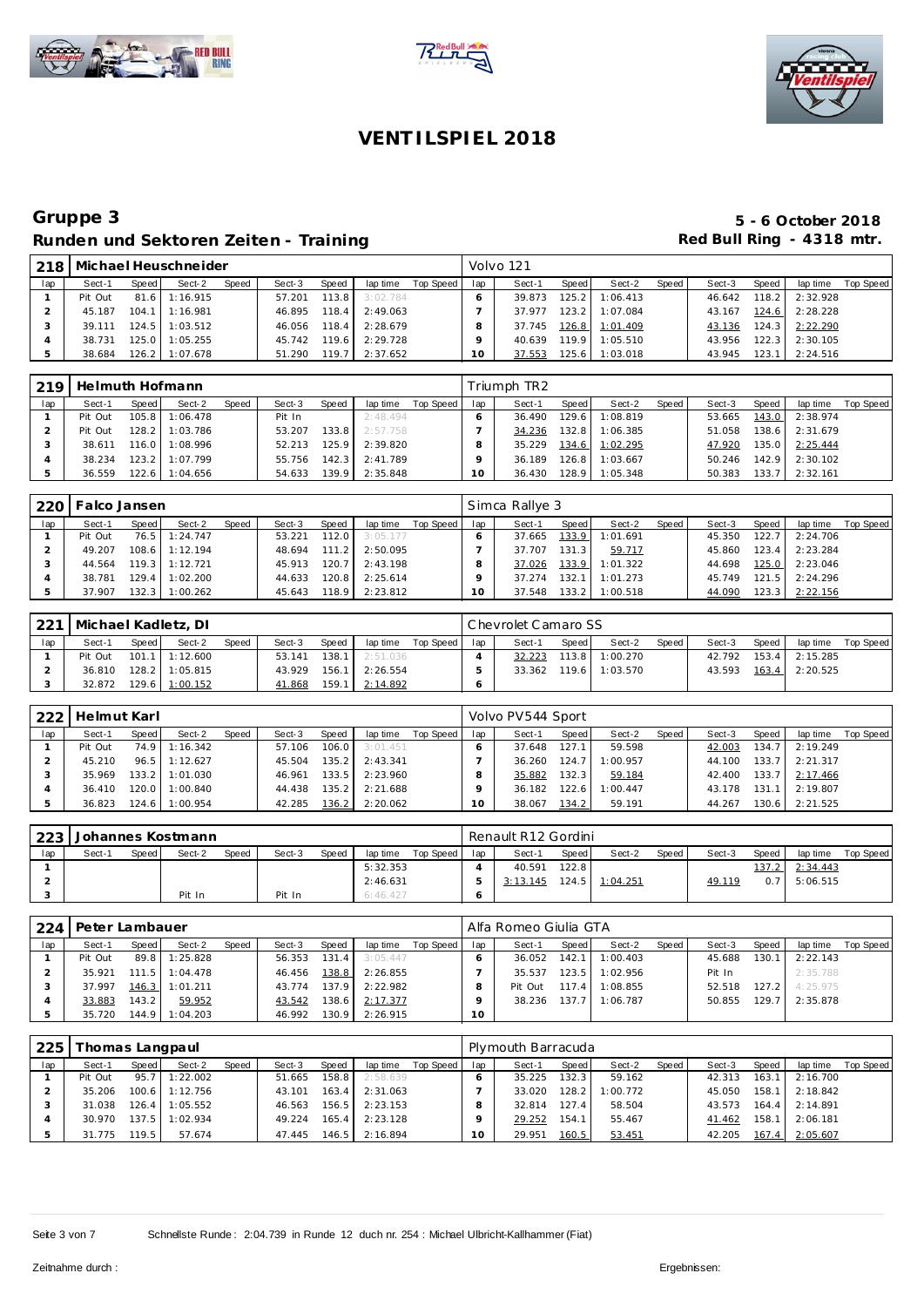# VENTILSPIEL 2018

## Gruppe 3

**Runden und Sektoren Zeiten - Training**

**5 - 6 October 2018**

**Red Bull Ring - 4318 mtr.**

| 218 | Michael Heuschneider | | | | | | | | Volvo 121 | | | | | | | | |
|---|---|---|---|---|---|---|---|---|---|---|---|---|---|---|---|---|---|
| lap | Sect-1 | Speed | Sect-2 | Speed | Sect-3 | Speed | lap time | Top Speed | lap | Sect-1 | Speed | Sect-2 | Speed | Sect-3 | Speed | lap time | Top Speed |
| 1 | Pit Out | 81.6 | 1:16.915 | | 57.201 | 113.8 | 3:02.784 | | 6 | 39.873 | 125.2 | 1:06.413 | | 46.642 | 118.2 | 2:32.928 | |
| 2 | 45.187 | 104.1 | 1:16.981 | | 46.895 | 118.4 | 2:49.063 | | 7 | 37.977 | 123.2 | 1:07.084 | | 43.167 | 124.6 | 2:28.228 | |
| 3 | 39.111 | 124.5 | 1:03.512 | | 46.056 | 118.4 | 2:28.679 | | 8 | 37.745 | 126.8 | 1:01.409 | | 43.136 | 124.3 | 2:22.290 | |
| 4 | 38.731 | 125.0 | 1:05.255 | | 45.742 | 119.6 | 2:29.728 | | 9 | 40.639 | 119.9 | 1:05.510 | | 43.956 | 122.3 | 2:30.105 | |
| 5 | 38.684 | 126.2 | 1:07.678 | | 51.290 | 119.7 | 2:37.652 | | 10 | 37.553 | 125.6 | 1:03.018 | | 43.945 | 123.1 | 2:24.516 | |

| 219 | Helmuth Hofmann | | | | | | | | Triumph TR2 | | | | | | | | |
|---|---|---|---|---|---|---|---|---|---|---|---|---|---|---|---|---|---|
| lap | Sect-1 | Speed | Sect-2 | Speed | Sect-3 | Speed | lap time | Top Speed | lap | Sect-1 | Speed | Sect-2 | Speed | Sect-3 | Speed | lap time | Top Speed |
| 1 | Pit Out | 105.8 | 1:06.478 | | Pit In | | 2:48.494 | | 6 | 36.490 | 129.6 | 1:08.819 | | 53.665 | 143.0 | 2:38.974 | |
| 2 | Pit Out | 128.2 | 1:03.786 | | 53.207 | 133.8 | 2:57.758 | | 7 | 34.236 | 132.8 | 1:06.385 | | 51.058 | 138.6 | 2:31.679 | |
| 3 | 38.611 | 116.0 | 1:08.996 | | 52.213 | 125.9 | 2:39.820 | | 8 | 35.229 | 134.6 | 1:02.295 | | 47.920 | 135.0 | 2:25.444 | |
| 4 | 38.234 | 123.2 | 1:07.799 | | 55.756 | 142.3 | 2:41.789 | | 9 | 36.189 | 126.8 | 1:03.667 | | 50.246 | 142.9 | 2:30.102 | |
| 5 | 36.559 | 122.6 | 1:04.656 | | 54.633 | 139.9 | 2:35.848 | | 10 | 36.430 | 128.9 | 1:05.348 | | 50.383 | 133.7 | 2:32.161 | |

| 220 | Falco Jansen | | | | | | | | Simca Rallye 3 | | | | | | | | |
|---|---|---|---|---|---|---|---|---|---|---|---|---|---|---|---|---|---|
| lap | Sect-1 | Speed | Sect-2 | Speed | Sect-3 | Speed | lap time | Top Speed | lap | Sect-1 | Speed | Sect-2 | Speed | Sect-3 | Speed | lap time | Top Speed |
| 1 | Pit Out | 76.5 | 1:24.747 | | 53.221 | 112.0 | 3:05.177 | | 6 | 37.665 | 133.9 | 1:01.691 | | 45.350 | 122.7 | 2:24.706 | |
| 2 | 49.207 | 108.6 | 1:12.194 | | 48.694 | 111.2 | 2:50.095 | | 7 | 37.707 | 131.3 | 59.717 | | 45.860 | 123.4 | 2:23.284 | |
| 3 | 44.564 | 119.3 | 1:12.721 | | 45.913 | 120.8 | 2:43.198 | | 8 | 37.026 | 133.9 | 1:01.322 | | 44.698 | 125.0 | 2:23.046 | |
| 4 | 38.781 | 129.4 | 1:02.200 | | 44.633 | 120.8 | 2:25.614 | | 9 | 37.274 | 132.1 | 1:01.273 | | 45.749 | 121.5 | 2:24.296 | |
| 5 | 37.907 | 132.3 | 1:00.262 | | 45.643 | 118.9 | 2:23.812 | | 10 | 37.548 | 133.2 | 1:00.518 | | 44.090 | 123.3 | 2:22.156 | |

| 221 | Michael Kadletz, DI | | | | | | | | Chevrolet Camaro SS | | | | | | | | |
|---|---|---|---|---|---|---|---|---|---|---|---|---|---|---|---|---|---|
| lap | Sect-1 | Speed | Sect-2 | Speed | Sect-3 | Speed | lap time | Top Speed | lap | Sect-1 | Speed | Sect-2 | Speed | Sect-3 | Speed | lap time | Top Speed |
| 1 | Pit Out | 101.1 | 1:12.600 | | 53.141 | 138.1 | 2:51.036 | | 4 | 32.223 | 113.8 | 1:00.270 | | 42.792 | 153.4 | 2:15.285 | |
| 2 | 36.810 | 128.2 | 1:05.815 | | 43.929 | 156.1 | 2:26.554 | | 5 | 33.362 | 119.6 | 1:03.570 | | 43.593 | 163.4 | 2:20.525 | |
| 3 | 32.872 | 129.6 | 1:00.152 | | 41.868 | 159.1 | 2:14.892 | | 6 | | | | | | | | |

| 222 | Helmut Karl | | | | | | | | Volvo PV544 Sport | | | | | | | | |
|---|---|---|---|---|---|---|---|---|---|---|---|---|---|---|---|---|---|
| lap | Sect-1 | Speed | Sect-2 | Speed | Sect-3 | Speed | lap time | Top Speed | lap | Sect-1 | Speed | Sect-2 | Speed | Sect-3 | Speed | lap time | Top Speed |
| 1 | Pit Out | 74.9 | 1:16.342 | | 57.106 | 106.0 | 3:01.451 | | 6 | 37.648 | 127.1 | 59.598 | | 42.003 | 134.7 | 2:19.249 | |
| 2 | 45.210 | 96.5 | 1:12.627 | | 45.504 | 135.2 | 2:43.341 | | 7 | 36.260 | 124.7 | 1:00.957 | | 44.100 | 133.7 | 2:21.317 | |
| 3 | 35.969 | 133.2 | 1:01.030 | | 46.961 | 133.5 | 2:23.960 | | 8 | 35.882 | 132.3 | 59.184 | | 42.400 | 133.7 | 2:17.466 | |
| 4 | 36.410 | 120.0 | 1:00.840 | | 44.438 | 135.2 | 2:21.688 | | 9 | 36.182 | 122.6 | 1:00.447 | | 43.178 | 131.1 | 2:19.807 | |
| 5 | 36.823 | 124.6 | 1:00.954 | | 42.285 | 136.2 | 2:20.062 | | 10 | 38.067 | 134.2 | 59.191 | | 44.267 | 130.6 | 2:21.525 | |

| 223 | Johannes Kostmann | | | | | | | | Renault R12 Gordini | | | | | | | | |
|---|---|---|---|---|---|---|---|---|---|---|---|---|---|---|---|---|---|
| lap | Sect-1 | Speed | Sect-2 | Speed | Sect-3 | Speed | lap time | Top Speed | lap | Sect-1 | Speed | Sect-2 | Speed | Sect-3 | Speed | lap time | Top Speed |
| 1 | | | | | | | 5:32.353 | | 4 | 40.591 | 122.8 | | | | 137.2 | 2:34.443 | |
| 2 | | | | | | | 2:46.631 | | 5 | 3:13.145 | 124.5 | 1:04.251 | | 49.119 | 0.7 | 5:06.515 | |
| 3 | | | Pit In | | Pit In | | 6:46.427 | | 6 | | | | | | | | |

| 224 | Peter Lambauer | | | | | | | | Alfa Romeo Giulia GTA | | | | | | | | |
|---|---|---|---|---|---|---|---|---|---|---|---|---|---|---|---|---|---|
| lap | Sect-1 | Speed | Sect-2 | Speed | Sect-3 | Speed | lap time | Top Speed | lap | Sect-1 | Speed | Sect-2 | Speed | Sect-3 | Speed | lap time | Top Speed |
| 1 | Pit Out | 89.8 | 1:25.828 | | 56.353 | 131.4 | 3:05.447 | | 6 | 36.052 | 142.1 | 1:00.403 | | 45.688 | 130.1 | 2:22.143 | |
| 2 | 35.921 | 111.5 | 1:04.478 | | 46.456 | 138.8 | 2:26.855 | | 7 | 35.537 | 123.5 | 1:02.956 | | Pit In | | 2:35.788 | |
| 3 | 37.997 | 146.3 | 1:01.211 | | 43.774 | 137.9 | 2:22.982 | | 8 | Pit Out | 117.4 | 1:08.855 | | 52.518 | 127.2 | 4:25.975 | |
| 4 | 33.883 | 143.2 | 59.952 | | 43.542 | 138.6 | 2:17.377 | | 9 | 38.236 | 137.7 | 1:06.787 | | 50.855 | 129.7 | 2:35.878 | |
| 5 | 35.720 | 144.9 | 1:04.203 | | 46.992 | 130.9 | 2:26.915 | | 10 | | | | | | | | |

| 225 | Thomas Langpaul | | | | | | | | Plymouth Barracuda | | | | | | | | |
|---|---|---|---|---|---|---|---|---|---|---|---|---|---|---|---|---|---|
| lap | Sect-1 | Speed | Sect-2 | Speed | Sect-3 | Speed | lap time | Top Speed | lap | Sect-1 | Speed | Sect-2 | Speed | Sect-3 | Speed | lap time | Top Speed |
| 1 | Pit Out | 95.7 | 1:22.002 | | 51.665 | 158.8 | 2:58.639 | | 6 | 35.225 | 132.3 | 59.162 | | 42.313 | 163.1 | 2:16.700 | |
| 2 | 35.206 | 100.6 | 1:12.756 | | 43.101 | 163.4 | 2:31.063 | | 7 | 33.020 | 128.2 | 1:00.772 | | 45.050 | 158.1 | 2:18.842 | |
| 3 | 31.038 | 126.4 | 1:05.552 | | 46.563 | 156.5 | 2:23.153 | | 8 | 32.814 | 127.4 | 58.504 | | 43.573 | 164.4 | 2:14.891 | |
| 4 | 30.970 | 137.5 | 1:02.934 | | 49.224 | 165.4 | 2:23.128 | | 9 | 29.252 | 154.1 | 55.467 | | 41.462 | 158.1 | 2:06.181 | |
| 5 | 31.775 | 119.5 | 57.674 | | 47.445 | 146.5 | 2:16.894 | | 10 | 29.951 | 160.5 | 53.451 | | 42.205 | 167.4 | 2:05.607 | |

Schnellste Runde : 2:04.739 in Runde 12 duch nr. 254 : Michael Ulbricht-Kallhammer (Fiat)

Zeitnahme durch :

Ergebnissen: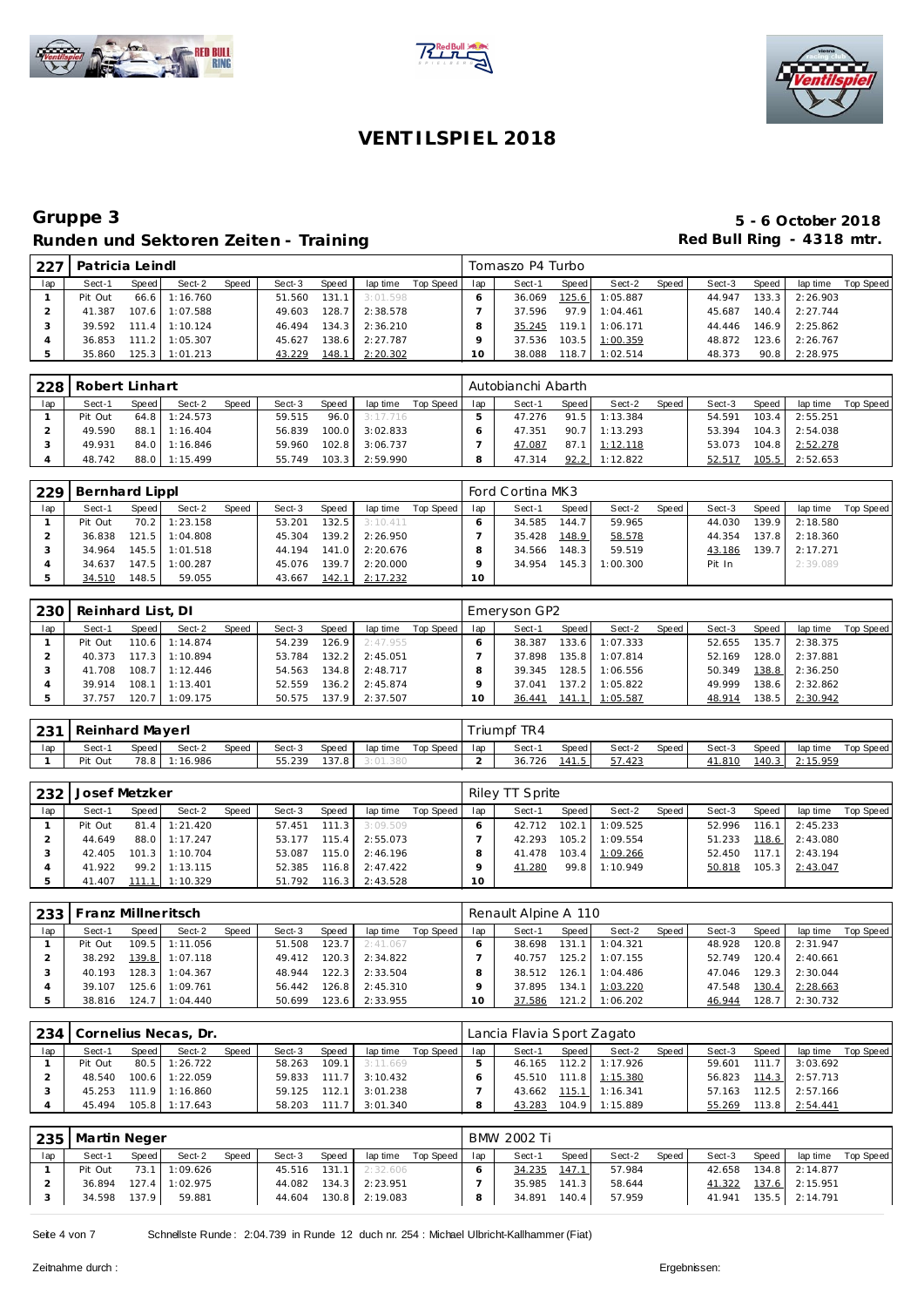# VENTILSPIEL 2018

## Gruppe 3

**5 - 6 October 2018**

**Runden und Sektoren Zeiten - Training**

**Red Bull Ring - 4318 mtr.**

| 227 | Patricia Leindl | | | | | | | | | Tomaszo P4 Turbo | | | | | | | | |
|---|---|---|---|---|---|---|---|---|---|---|---|---|---|---|---|---|---|---|
| lap | Sect-1 | Speed | Sect-2 | Speed | Sect-3 | Speed | lap time | Top Speed | lap | Sect-1 | Speed | Sect-2 | Speed | Sect-3 | Speed | lap time | Top Speed |
| 1 | Pit Out | 66.6 | 1:16.760 | | 51.560 | 131.1 | 3:01.598 | | 6 | 36.069 | 125.6 | 1:05.887 | | 44.947 | 133.3 | 2:26.903 | |
| 2 | 41.387 | 107.6 | 1:07.588 | | 49.603 | 128.7 | 2:38.578 | | 7 | 37.596 | 97.9 | 1:04.461 | | 45.687 | 140.4 | 2:27.744 | |
| 3 | 39.592 | 111.4 | 1:10.124 | | 46.494 | 134.3 | 2:36.210 | | 8 | 35.245 | 119.1 | 1:06.171 | | 44.446 | 146.9 | 2:25.862 | |
| 4 | 36.853 | 111.2 | 1:05.307 | | 45.627 | 138.6 | 2:27.787 | | 9 | 37.536 | 103.5 | 1:00.359 | | 48.872 | 123.6 | 2:26.767 | |
| 5 | 35.860 | 125.3 | 1:01.213 | | 43.229 | 148.1 | 2:20.302 | | 10 | 38.088 | 118.7 | 1:02.514 | | 48.373 | 90.8 | 2:28.975 | |

| 228 | Robert Linhart | | | | | | | | | Autobianchi Abarth | | | | | | | | |
|---|---|---|---|---|---|---|---|---|---|---|---|---|---|---|---|---|---|---|
| lap | Sect-1 | Speed | Sect-2 | Speed | Sect-3 | Speed | lap time | Top Speed | lap | Sect-1 | Speed | Sect-2 | Speed | Sect-3 | Speed | lap time | Top Speed |
| 1 | Pit Out | 64.8 | 1:24.573 | | 59.515 | 96.0 | 3:17.716 | | 5 | 47.276 | 91.5 | 1:13.384 | | 54.591 | 103.4 | 2:55.251 | |
| 2 | 49.590 | 88.1 | 1:16.404 | | 56.839 | 100.0 | 3:02.833 | | 6 | 47.351 | 90.7 | 1:13.293 | | 53.394 | 104.3 | 2:54.038 | |
| 3 | 49.931 | 84.0 | 1:16.846 | | 59.960 | 102.8 | 3:06.737 | | 7 | 47.087 | 87.1 | 1:12.118 | | 53.073 | 104.8 | 2:52.278 | |
| 4 | 48.742 | 88.0 | 1:15.499 | | 55.749 | 103.3 | 2:59.990 | | 8 | 47.314 | 92.2 | 1:12.822 | | 52.517 | 105.5 | 2:52.653 | |

| 229 | Bernhard Lippl | | | | | | | | | Ford Cortina MK3 | | | | | | | | |
|---|---|---|---|---|---|---|---|---|---|---|---|---|---|---|---|---|---|---|
| lap | Sect-1 | Speed | Sect-2 | Speed | Sect-3 | Speed | lap time | Top Speed | lap | Sect-1 | Speed | Sect-2 | Speed | Sect-3 | Speed | lap time | Top Speed |
| 1 | Pit Out | 70.2 | 1:23.158 | | 53.201 | 132.5 | 3:10.411 | | 6 | 34.585 | 144.7 | 59.965 | | 44.030 | 139.9 | 2:18.580 | |
| 2 | 36.838 | 121.5 | 1:04.808 | | 45.304 | 139.2 | 2:26.950 | | 7 | 35.428 | 148.9 | 58.578 | | 44.354 | 137.8 | 2:18.360 | |
| 3 | 34.964 | 145.5 | 1:01.518 | | 44.194 | 141.0 | 2:20.676 | | 8 | 34.566 | 148.3 | 59.519 | | 43.186 | 139.7 | 2:17.271 | |
| 4 | 34.637 | 147.5 | 1:00.287 | | 45.076 | 139.7 | 2:20.000 | | 9 | 34.954 | 145.3 | 1:00.300 | | Pit In | | 2:39.089 | |
| 5 | 34.510 | 148.5 | 59.055 | | 43.667 | 142.1 | 2:17.232 | | 10 | | | | | | | | |

| 230 | Reinhard List, DI | | | | | | | | | Emeryson GP2 | | | | | | | | |
|---|---|---|---|---|---|---|---|---|---|---|---|---|---|---|---|---|---|---|
| lap | Sect-1 | Speed | Sect-2 | Speed | Sect-3 | Speed | lap time | Top Speed | lap | Sect-1 | Speed | Sect-2 | Speed | Sect-3 | Speed | lap time | Top Speed |
| 1 | Pit Out | 110.6 | 1:14.874 | | 54.239 | 126.9 | 2:47.955 | | 6 | 38.387 | 133.6 | 1:07.333 | | 52.655 | 135.7 | 2:38.375 | |
| 2 | 40.373 | 117.3 | 1:10.894 | | 53.784 | 132.2 | 2:45.051 | | 7 | 37.898 | 135.8 | 1:07.814 | | 52.169 | 128.0 | 2:37.881 | |
| 3 | 41.708 | 108.7 | 1:12.446 | | 54.563 | 134.8 | 2:48.717 | | 8 | 39.345 | 128.5 | 1:06.556 | | 50.349 | 138.8 | 2:36.250 | |
| 4 | 39.914 | 108.1 | 1:13.401 | | 52.559 | 136.2 | 2:45.874 | | 9 | 37.041 | 137.2 | 1:05.822 | | 49.999 | 138.6 | 2:32.862 | |
| 5 | 37.757 | 120.7 | 1:09.175 | | 50.575 | 137.9 | 2:37.507 | | 10 | 36.441 | 141.1 | 1:05.587 | | 48.914 | 138.5 | 2:30.942 | |

| 231 | Reinhard Mayerl | | | | | | | | | Triumpf TR4 | | | | | | | | |
|---|---|---|---|---|---|---|---|---|---|---|---|---|---|---|---|---|---|---|
| lap | Sect-1 | Speed | Sect-2 | Speed | Sect-3 | Speed | lap time | Top Speed | lap | Sect-1 | Speed | Sect-2 | Speed | Sect-3 | Speed | lap time | Top Speed |
| 1 | Pit Out | 78.8 | 1:16.986 | | 55.239 | 137.8 | 3:01.380 | | 2 | 36.726 | 141.5 | 57.423 | | 41.810 | 140.3 | 2:15.959 | |

| 232 | Josef Metzker | | | | | | | | | Riley TT Sprite | | | | | | | | |
|---|---|---|---|---|---|---|---|---|---|---|---|---|---|---|---|---|---|---|
| lap | Sect-1 | Speed | Sect-2 | Speed | Sect-3 | Speed | lap time | Top Speed | lap | Sect-1 | Speed | Sect-2 | Speed | Sect-3 | Speed | lap time | Top Speed |
| 1 | Pit Out | 81.4 | 1:21.420 | | 57.451 | 111.3 | 3:09.509 | | 6 | 42.712 | 102.1 | 1:09.525 | | 52.996 | 116.1 | 2:45.233 | |
| 2 | 44.649 | 88.0 | 1:17.247 | | 53.177 | 115.4 | 2:55.073 | | 7 | 42.293 | 105.2 | 1:09.554 | | 51.233 | 118.6 | 2:43.080 | |
| 3 | 42.405 | 101.3 | 1:10.704 | | 53.087 | 115.0 | 2:46.196 | | 8 | 41.478 | 103.4 | 1:09.266 | | 52.450 | 117.1 | 2:43.194 | |
| 4 | 41.922 | 99.2 | 1:13.115 | | 52.385 | 116.8 | 2:47.422 | | 9 | 41.280 | 99.8 | 1:10.949 | | 50.818 | 105.3 | 2:43.047 | |
| 5 | 41.407 | 111.1 | 1:10.329 | | 51.792 | 116.3 | 2:43.528 | | 10 | | | | | | | | |

| 233 | Franz Millneritsch | | | | | | | | | Renault Alpine A 110 | | | | | | | | |
|---|---|---|---|---|---|---|---|---|---|---|---|---|---|---|---|---|---|---|
| lap | Sect-1 | Speed | Sect-2 | Speed | Sect-3 | Speed | lap time | Top Speed | lap | Sect-1 | Speed | Sect-2 | Speed | Sect-3 | Speed | lap time | Top Speed |
| 1 | Pit Out | 109.5 | 1:11.056 | | 51.508 | 123.7 | 2:41.067 | | 6 | 38.698 | 131.1 | 1:04.321 | | 48.928 | 120.8 | 2:31.947 | |
| 2 | 38.292 | 139.8 | 1:07.118 | | 49.412 | 120.3 | 2:34.822 | | 7 | 40.757 | 125.2 | 1:07.155 | | 52.749 | 120.4 | 2:40.661 | |
| 3 | 40.193 | 128.3 | 1:04.367 | | 48.944 | 122.3 | 2:33.504 | | 8 | 38.512 | 126.1 | 1:04.486 | | 47.046 | 129.3 | 2:30.044 | |
| 4 | 39.107 | 125.6 | 1:09.761 | | 56.442 | 126.8 | 2:45.310 | | 9 | 37.895 | 134.1 | 1:03.220 | | 47.548 | 130.4 | 2:28.663 | |
| 5 | 38.816 | 124.7 | 1:04.440 | | 50.699 | 123.6 | 2:33.955 | | 10 | 37.586 | 121.2 | 1:06.202 | | 46.944 | 128.7 | 2:30.732 | |

| 234 | Cornelius Necas, Dr. | | | | | | | | | Lancia Flavia Sport Zagato | | | | | | | | |
|---|---|---|---|---|---|---|---|---|---|---|---|---|---|---|---|---|---|---|
| lap | Sect-1 | Speed | Sect-2 | Speed | Sect-3 | Speed | lap time | Top Speed | lap | Sect-1 | Speed | Sect-2 | Speed | Sect-3 | Speed | lap time | Top Speed |
| 1 | Pit Out | 80.5 | 1:26.722 | | 58.263 | 109.1 | 3:11.669 | | 5 | 46.165 | 112.2 | 1:17.926 | | 59.601 | 111.7 | 3:03.692 | |
| 2 | 48.540 | 100.6 | 1:22.059 | | 59.833 | 111.7 | 3:10.432 | | 6 | 45.510 | 111.8 | 1:15.380 | | 56.823 | 114.3 | 2:57.713 | |
| 3 | 45.253 | 111.9 | 1:16.860 | | 59.125 | 112.1 | 3:01.238 | | 7 | 43.662 | 115.1 | 1:16.341 | | 57.163 | 112.5 | 2:57.166 | |
| 4 | 45.494 | 105.8 | 1:17.643 | | 58.203 | 111.7 | 3:01.340 | | 8 | 43.283 | 104.9 | 1:15.889 | | 55.269 | 113.8 | 2:54.441 | |

| 235 | Martin Neger | | | | | | | | | BMW 2002 Ti | | | | | | | | |
|---|---|---|---|---|---|---|---|---|---|---|---|---|---|---|---|---|---|---|
| lap | Sect-1 | Speed | Sect-2 | Speed | Sect-3 | Speed | lap time | Top Speed | lap | Sect-1 | Speed | Sect-2 | Speed | Sect-3 | Speed | lap time | Top Speed |
| 1 | Pit Out | 73.1 | 1:09.626 | | 45.516 | 131.1 | 2:32.606 | | 6 | 34.235 | 147.1 | 57.984 | | 42.658 | 134.8 | 2:14.877 | |
| 2 | 36.894 | 127.4 | 1:02.975 | | 44.082 | 134.3 | 2:23.951 | | 7 | 35.985 | 141.3 | 58.644 | | 41.322 | 137.6 | 2:15.951 | |
| 3 | 34.598 | 137.9 | 59.881 | | 44.604 | 130.8 | 2:19.083 | | 8 | 34.891 | 140.4 | 57.959 | | 41.941 | 135.5 | 2:14.791 | |

Schnellste Runde : 2:04.739 in Runde 12 duch nr. 254 : Michael Ulbricht-Kallhammer (Fiat)

Zeitnahme durch : Ergebnissen: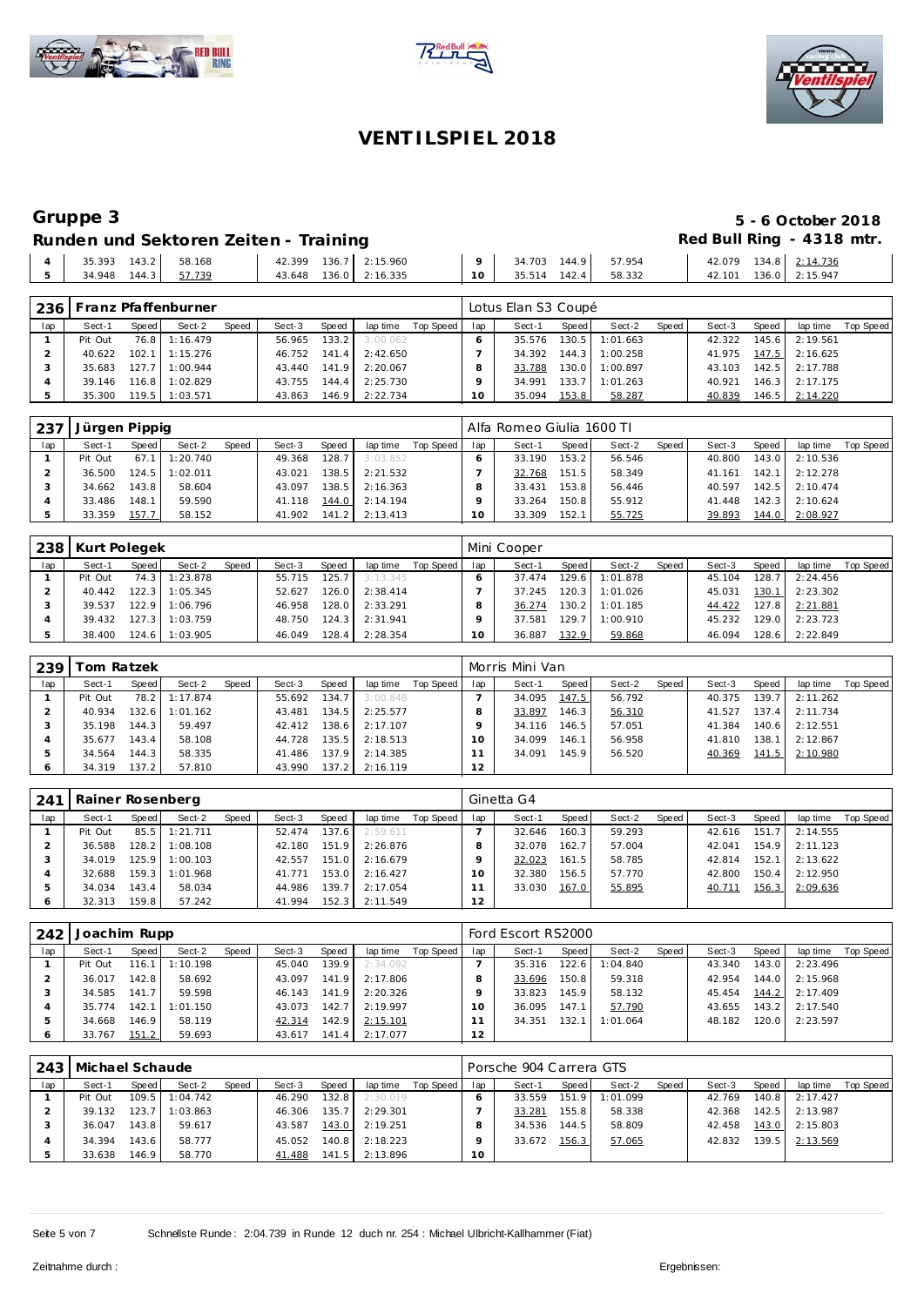# VENTILSPIEL 2018

## Gruppe 3

**5 - 6 October 2018**

### Runden und Sektoren Zeiten - Training

**Red Bull Ring - 4318 mtr.**

| lap | Sect-1 | Speed | Sect-2 | Speed | Sect-3 | Speed | lap time | Top Speed | lap | Sect-1 | Speed | Sect-2 | Speed | Sect-3 | Speed | lap time | Top Speed |
|---|---|---|---|---|---|---|---|---|---|---|---|---|---|---|---|---|---|
| 4 | 35.393 | 143.2 | 58.168 | | 42.399 | 136.7 | 2:15.960 | | 9 | 34.703 | 144.9 | 57.954 | | 42.079 | 134.8 | 2:14.736 | |
| 5 | 34.948 | 144.3 | 57.739 | | 43.648 | 136.0 | 2:16.335 | | 10 | 35.514 | 142.4 | 58.332 | | 42.101 | 136.0 | 2:15.947 | |

**236 Franz Pfaffenburner** — Lotus Elan S3 Coupé

| lap | Sect-1 | Speed | Sect-2 | Speed | Sect-3 | Speed | lap time | Top Speed | lap | Sect-1 | Speed | Sect-2 | Speed | Sect-3 | Speed | lap time | Top Speed |
|---|---|---|---|---|---|---|---|---|---|---|---|---|---|---|---|---|---|
| 1 | Pit Out | 76.8 | 1:16.479 | | 56.965 | 133.2 | 3:00.062 | | 6 | 35.576 | 130.5 | 1:01.663 | | 42.322 | 145.6 | 2:19.561 | |
| 2 | 40.622 | 102.1 | 1:15.276 | | 46.752 | 141.4 | 2:42.650 | | 7 | 34.392 | 144.3 | 1:00.258 | | 41.975 | 147.5 | 2:16.625 | |
| 3 | 35.683 | 127.7 | 1:00.944 | | 43.440 | 141.9 | 2:20.067 | | 8 | 33.788 | 130.0 | 1:00.897 | | 43.103 | 142.5 | 2:17.788 | |
| 4 | 39.146 | 116.8 | 1:02.829 | | 43.755 | 144.4 | 2:25.730 | | 9 | 34.991 | 133.7 | 1:01.263 | | 40.921 | 146.3 | 2:17.175 | |
| 5 | 35.300 | 119.5 | 1:03.571 | | 43.863 | 146.9 | 2:22.734 | | 10 | 35.094 | 153.8 | 58.287 | | 40.839 | 146.5 | 2:14.220 | |

**237 Jürgen Pippig** — Alfa Romeo Giulia 1600 TI

| lap | Sect-1 | Speed | Sect-2 | Speed | Sect-3 | Speed | lap time | Top Speed | lap | Sect-1 | Speed | Sect-2 | Speed | Sect-3 | Speed | lap time | Top Speed |
|---|---|---|---|---|---|---|---|---|---|---|---|---|---|---|---|---|---|
| 1 | Pit Out | 67.1 | 1:20.740 | | 49.368 | 128.7 | 3:03.852 | | 6 | 33.190 | 153.2 | 56.546 | | 40.800 | 143.0 | 2:10.536 | |
| 2 | 36.500 | 124.5 | 1:02.011 | | 43.021 | 138.5 | 2:21.532 | | 7 | 32.768 | 151.5 | 58.349 | | 41.161 | 142.1 | 2:12.278 | |
| 3 | 34.662 | 143.8 | 58.604 | | 43.097 | 138.5 | 2:16.363 | | 8 | 33.431 | 153.8 | 56.446 | | 40.597 | 142.5 | 2:10.474 | |
| 4 | 33.486 | 148.1 | 59.590 | | 41.118 | 144.0 | 2:14.194 | | 9 | 33.264 | 150.8 | 55.912 | | 41.448 | 142.3 | 2:10.624 | |
| 5 | 33.359 | 157.7 | 58.152 | | 41.902 | 141.2 | 2:13.413 | | 10 | 33.309 | 152.1 | 55.725 | | 39.893 | 144.0 | 2:08.927 | |

**238 Kurt Polegek** — Mini Cooper

| lap | Sect-1 | Speed | Sect-2 | Speed | Sect-3 | Speed | lap time | Top Speed | lap | Sect-1 | Speed | Sect-2 | Speed | Sect-3 | Speed | lap time | Top Speed |
|---|---|---|---|---|---|---|---|---|---|---|---|---|---|---|---|---|---|
| 1 | Pit Out | 74.3 | 1:23.878 | | 55.715 | 125.7 | 3:13.345 | | 6 | 37.474 | 129.6 | 1:01.878 | | 45.104 | 128.7 | 2:24.456 | |
| 2 | 40.442 | 122.3 | 1:05.345 | | 52.627 | 126.0 | 2:38.414 | | 7 | 37.245 | 120.3 | 1:01.026 | | 45.031 | 130.1 | 2:23.302 | |
| 3 | 39.537 | 122.9 | 1:06.796 | | 46.958 | 128.0 | 2:33.291 | | 8 | 36.274 | 130.2 | 1:01.185 | | 44.422 | 127.8 | 2:21.881 | |
| 4 | 39.432 | 127.3 | 1:03.759 | | 48.750 | 124.3 | 2:31.941 | | 9 | 37.581 | 129.7 | 1:00.910 | | 45.232 | 129.0 | 2:23.723 | |
| 5 | 38.400 | 124.6 | 1:03.905 | | 46.049 | 128.4 | 2:28.354 | | 10 | 36.887 | 132.9 | 59.868 | | 46.094 | 128.6 | 2:22.849 | |

**239 Tom Ratzek** — Morris Mini Van

| lap | Sect-1 | Speed | Sect-2 | Speed | Sect-3 | Speed | lap time | Top Speed | lap | Sect-1 | Speed | Sect-2 | Speed | Sect-3 | Speed | lap time | Top Speed |
|---|---|---|---|---|---|---|---|---|---|---|---|---|---|---|---|---|---|
| 1 | Pit Out | 78.2 | 1:17.874 | | 55.692 | 134.7 | 3:00.848 | | 7 | 34.095 | 147.5 | 56.792 | | 40.375 | 139.7 | 2:11.262 | |
| 2 | 40.934 | 132.6 | 1:01.162 | | 43.481 | 134.5 | 2:25.577 | | 8 | 33.897 | 146.3 | 56.310 | | 41.527 | 137.4 | 2:11.734 | |
| 3 | 35.198 | 144.3 | 59.497 | | 42.412 | 138.6 | 2:17.107 | | 9 | 34.116 | 146.5 | 57.051 | | 41.384 | 140.6 | 2:12.551 | |
| 4 | 35.677 | 143.4 | 58.108 | | 44.728 | 135.5 | 2:18.513 | | 10 | 34.099 | 146.1 | 56.958 | | 41.810 | 138.1 | 2:12.867 | |
| 5 | 34.564 | 144.3 | 58.335 | | 41.486 | 137.9 | 2:14.385 | | 11 | 34.091 | 145.9 | 56.520 | | 40.369 | 141.5 | 2:10.980 | |
| 6 | 34.319 | 137.2 | 57.810 | | 43.990 | 137.2 | 2:16.119 | | 12 | | | | | | | | |

**241 Rainer Rosenberg** — Ginetta G4

| lap | Sect-1 | Speed | Sect-2 | Speed | Sect-3 | Speed | lap time | Top Speed | lap | Sect-1 | Speed | Sect-2 | Speed | Sect-3 | Speed | lap time | Top Speed |
|---|---|---|---|---|---|---|---|---|---|---|---|---|---|---|---|---|---|
| 1 | Pit Out | 85.5 | 1:21.711 | | 52.474 | 137.6 | 2:59.611 | | 7 | 32.646 | 160.3 | 59.293 | | 42.616 | 151.7 | 2:14.555 | |
| 2 | 36.588 | 128.2 | 1:08.108 | | 42.180 | 151.9 | 2:26.876 | | 8 | 32.078 | 162.7 | 57.004 | | 42.041 | 154.9 | 2:11.123 | |
| 3 | 34.019 | 125.9 | 1:00.103 | | 42.557 | 151.0 | 2:16.679 | | 9 | 32.023 | 161.5 | 58.785 | | 42.814 | 152.1 | 2:13.622 | |
| 4 | 32.688 | 159.3 | 1:01.968 | | 41.771 | 153.0 | 2:16.427 | | 10 | 32.380 | 156.5 | 57.770 | | 42.800 | 150.4 | 2:12.950 | |
| 5 | 34.034 | 143.4 | 58.034 | | 44.986 | 139.7 | 2:17.054 | | 11 | 33.030 | 167.0 | 55.895 | | 40.711 | 156.3 | 2:09.636 | |
| 6 | 32.313 | 159.8 | 57.242 | | 41.994 | 152.3 | 2:11.549 | | 12 | | | | | | | | |

**242 Joachim Rupp** — Ford Escort RS2000

| lap | Sect-1 | Speed | Sect-2 | Speed | Sect-3 | Speed | lap time | Top Speed | lap | Sect-1 | Speed | Sect-2 | Speed | Sect-3 | Speed | lap time | Top Speed |
|---|---|---|---|---|---|---|---|---|---|---|---|---|---|---|---|---|---|
| 1 | Pit Out | 116.1 | 1:10.198 | | 45.040 | 139.9 | 2:34.092 | | 7 | 35.316 | 122.6 | 1:04.840 | | 43.340 | 143.0 | 2:23.496 | |
| 2 | 36.017 | 142.8 | 58.692 | | 43.097 | 141.9 | 2:17.806 | | 8 | 33.696 | 150.8 | 59.318 | | 42.954 | 144.0 | 2:15.968 | |
| 3 | 34.585 | 141.7 | 59.598 | | 46.143 | 141.9 | 2:20.326 | | 9 | 33.823 | 145.9 | 58.132 | | 45.454 | 144.2 | 2:17.409 | |
| 4 | 35.774 | 142.1 | 1:01.150 | | 43.073 | 142.7 | 2:19.997 | | 10 | 36.095 | 147.1 | 57.790 | | 43.655 | 143.2 | 2:17.540 | |
| 5 | 34.668 | 146.9 | 58.119 | | 42.314 | 142.9 | 2:15.101 | | 11 | 34.351 | 132.1 | 1:01.064 | | 48.182 | 120.0 | 2:23.597 | |
| 6 | 33.767 | 151.2 | 59.693 | | 43.617 | 141.4 | 2:17.077 | | 12 | | | | | | | | |

**243 Michael Schaude** — Porsche 904 Carrera GTS

| lap | Sect-1 | Speed | Sect-2 | Speed | Sect-3 | Speed | lap time | Top Speed | lap | Sect-1 | Speed | Sect-2 | Speed | Sect-3 | Speed | lap time | Top Speed |
|---|---|---|---|---|---|---|---|---|---|---|---|---|---|---|---|---|---|
| 1 | Pit Out | 109.5 | 1:04.742 | | 46.290 | 132.8 | 2:30.019 | | 6 | 33.559 | 151.9 | 1:01.099 | | 42.769 | 140.8 | 2:17.427 | |
| 2 | 39.132 | 123.7 | 1:03.863 | | 46.306 | 135.7 | 2:29.301 | | 7 | 33.281 | 155.8 | 58.338 | | 42.368 | 142.5 | 2:13.987 | |
| 3 | 36.047 | 143.8 | 59.617 | | 43.587 | 143.0 | 2:19.251 | | 8 | 34.536 | 144.5 | 58.809 | | 42.458 | 143.0 | 2:15.803 | |
| 4 | 34.394 | 143.6 | 58.777 | | 45.052 | 140.8 | 2:18.223 | | 9 | 33.672 | 156.3 | 57.065 | | 42.832 | 139.5 | 2:13.569 | |
| 5 | 33.638 | 146.9 | 58.770 | | 41.488 | 141.5 | 2:13.896 | | 10 | | | | | | | | |

Schnellste Runde : 2:04.739 in Runde 12 duch nr. 254 : Michael Ulbricht-Kallhammer (Fiat)

Zeitnahme durch :

Ergebnissen: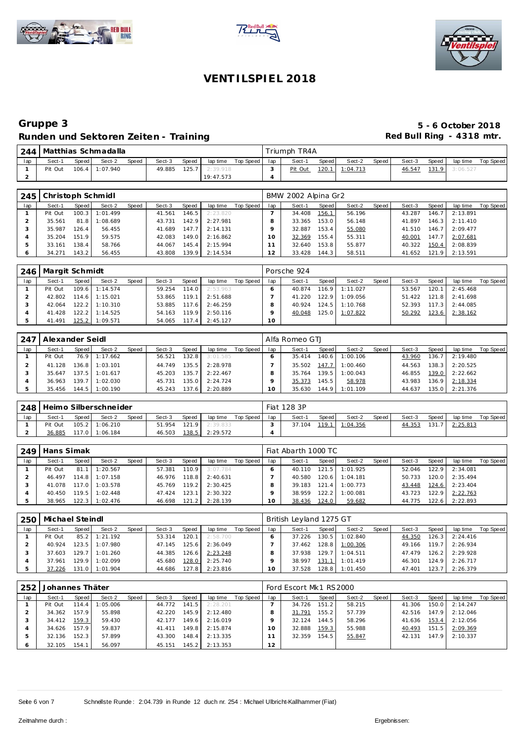# VENTILSPIEL 2018

## Gruppe 3

**5 - 6 October 2018**

### Runden und Sektoren Zeiten - Training

**Red Bull Ring - 4318 mtr.**

| 244 | Matthias Schmadalla | | | | | | | | Triumph TR4A | | | | | | | | |
|---|---|---|---|---|---|---|---|---|---|---|---|---|---|---|---|---|---|
| lap | Sect-1 | Speed | Sect-2 | Speed | Sect-3 | Speed | lap time | Top Speed | lap | Sect-1 | Speed | Sect-2 | Speed | Sect-3 | Speed | lap time | Top Speed |
| 1 | Pit Out | 106.4 | 1:07.940 | | 49.885 | 125.7 | 2:39.918 | | 3 | Pit Out | 120.1 | 1:04.713 | | 46.547 | 131.9 | 3:06.527 | |
| 2 | | | | | | | 19:47.573 | | 4 | | | | | | | | |

| 245 | Christoph Schmidl | | | | | | | | BMW 2002 Alpina Gr2 | | | | | | | | |
|---|---|---|---|---|---|---|---|---|---|---|---|---|---|---|---|---|---|
| lap | Sect-1 | Speed | Sect-2 | Speed | Sect-3 | Speed | lap time | Top Speed | lap | Sect-1 | Speed | Sect-2 | Speed | Sect-3 | Speed | lap time | Top Speed |
| 1 | Pit Out | 100.3 | 1:01.499 | | 41.561 | 146.5 | 2:23.820 | | 7 | 34.408 | 156.1 | 56.196 | | 43.287 | 146.7 | 2:13.891 | |
| 2 | 35.561 | 81.8 | 1:08.689 | | 43.731 | 142.9 | 2:27.981 | | 8 | 33.365 | 153.0 | 56.148 | | 41.897 | 146.3 | 2:11.410 | |
| 3 | 35.987 | 126.4 | 56.455 | | 41.689 | 147.7 | 2:14.131 | | 9 | 32.887 | 153.4 | 55.080 | | 41.510 | 146.7 | 2:09.477 | |
| 4 | 35.204 | 151.9 | 59.575 | | 42.083 | 149.0 | 2:16.862 | | 10 | 32.369 | 155.4 | 55.311 | | 40.001 | 147.7 | 2:07.681 | |
| 5 | 33.161 | 138.4 | 58.766 | | 44.067 | 145.4 | 2:15.994 | | 11 | 32.640 | 153.8 | 55.877 | | 40.322 | 150.4 | 2:08.839 | |
| 6 | 34.271 | 143.2 | 56.455 | | 43.808 | 139.9 | 2:14.534 | | 12 | 33.428 | 144.3 | 58.511 | | 41.652 | 121.9 | 2:13.591 | |

| 246 | Margit Schmidt | | | | | | | | Porsche 924 | | | | | | | | |
|---|---|---|---|---|---|---|---|---|---|---|---|---|---|---|---|---|---|
| lap | Sect-1 | Speed | Sect-2 | Speed | Sect-3 | Speed | lap time | Top Speed | lap | Sect-1 | Speed | Sect-2 | Speed | Sect-3 | Speed | lap time | Top Speed |
| 1 | Pit Out | 109.6 | 1:14.574 | | 59.254 | 114.0 | 2:53.963 | | 6 | 40.874 | 116.9 | 1:11.027 | | 53.567 | 120.1 | 2:45.468 | |
| 2 | 42.802 | 114.6 | 1:15.021 | | 53.865 | 119.1 | 2:51.688 | | 7 | 41.220 | 122.9 | 1:09.056 | | 51.422 | 121.8 | 2:41.698 | |
| 3 | 42.064 | 122.2 | 1:10.310 | | 53.885 | 117.6 | 2:46.259 | | 8 | 40.924 | 124.5 | 1:10.768 | | 52.393 | 117.3 | 2:44.085 | |
| 4 | 41.428 | 122.2 | 1:14.525 | | 54.163 | 119.9 | 2:50.116 | | 9 | 40.048 | 125.0 | 1:07.822 | | 50.292 | 123.6 | 2:38.162 | |
| 5 | 41.491 | 125.2 | 1:09.571 | | 54.065 | 117.4 | 2:45.127 | | 10 | | | | | | | | |

| 247 | Alexander Seidl | | | | | | | | Alfa Romeo GTJ | | | | | | | | |
|---|---|---|---|---|---|---|---|---|---|---|---|---|---|---|---|---|---|
| lap | Sect-1 | Speed | Sect-2 | Speed | Sect-3 | Speed | lap time | Top Speed | lap | Sect-1 | Speed | Sect-2 | Speed | Sect-3 | Speed | lap time | Top Speed |
| 1 | Pit Out | 76.9 | 1:17.662 | | 56.521 | 132.8 | 3:01.585 | | 6 | 35.414 | 140.6 | 1:00.106 | | 43.960 | 136.7 | 2:19.480 | |
| 2 | 41.128 | 136.8 | 1:03.101 | | 44.749 | 135.5 | 2:28.978 | | 7 | 35.502 | 147.7 | 1:00.460 | | 44.563 | 138.3 | 2:20.525 | |
| 3 | 35.647 | 137.5 | 1:01.617 | | 45.203 | 135.7 | 2:22.467 | | 8 | 35.764 | 139.5 | 1:00.043 | | 46.855 | 139.0 | 2:22.662 | |
| 4 | 36.963 | 139.7 | 1:02.030 | | 45.731 | 135.0 | 2:24.724 | | 9 | 35.373 | 145.5 | 58.978 | | 43.983 | 136.9 | 2:18.334 | |
| 5 | 35.456 | 144.5 | 1:00.190 | | 45.243 | 137.6 | 2:20.889 | | 10 | 35.630 | 144.9 | 1:01.109 | | 44.637 | 135.0 | 2:21.376 | |

| 248 | Heimo Silberschneider | | | | | | | | Fiat 128 3P | | | | | | | | |
|---|---|---|---|---|---|---|---|---|---|---|---|---|---|---|---|---|---|
| lap | Sect-1 | Speed | Sect-2 | Speed | Sect-3 | Speed | lap time | Top Speed | lap | Sect-1 | Speed | Sect-2 | Speed | Sect-3 | Speed | lap time | Top Speed |
| 1 | Pit Out | 105.2 | 1:06.210 | | 51.954 | 121.9 | 2:39.833 | | 3 | 37.104 | 119.1 | 1:04.356 | | 44.353 | 131.7 | 2:25.813 | |
| 2 | 36.885 | 117.0 | 1:06.184 | | 46.503 | 138.5 | 2:29.572 | | 4 | | | | | | | | |

| 249 | Hans Simak | | | | | | | | Fiat Abarth 1000 TC | | | | | | | | |
|---|---|---|---|---|---|---|---|---|---|---|---|---|---|---|---|---|---|
| lap | Sect-1 | Speed | Sect-2 | Speed | Sect-3 | Speed | lap time | Top Speed | lap | Sect-1 | Speed | Sect-2 | Speed | Sect-3 | Speed | lap time | Top Speed |
| 1 | Pit Out | 81.1 | 1:20.567 | | 57.381 | 110.9 | 3:07.784 | | 6 | 40.110 | 121.5 | 1:01.925 | | 52.046 | 122.9 | 2:34.081 | |
| 2 | 46.497 | 114.8 | 1:07.158 | | 46.976 | 118.8 | 2:40.631 | | 7 | 40.580 | 120.6 | 1:04.181 | | 50.733 | 121.8 | 2:35.494 | |
| 3 | 41.078 | 117.0 | 1:03.578 | | 45.769 | 119.2 | 2:30.425 | | 8 | 39.183 | 121.4 | 1:00.773 | | 43.448 | 124.6 | 2:23.404 | |
| 4 | 40.450 | 119.5 | 1:02.448 | | 47.424 | 123.1 | 2:30.322 | | 9 | 38.959 | 122.2 | 1:00.081 | | 43.723 | 122.9 | 2:22.763 | |
| 5 | 38.965 | 122.3 | 1:02.476 | | 46.698 | 121.2 | 2:28.139 | | 10 | 38.436 | 124.0 | 59.682 | | 44.775 | 122.6 | 2:22.893 | |

| 250 | Michael Steindl | | | | | | | | British Leyland 1275 GT | | | | | | | | |
|---|---|---|---|---|---|---|---|---|---|---|---|---|---|---|---|---|---|
| lap | Sect-1 | Speed | Sect-2 | Speed | Sect-3 | Speed | lap time | Top Speed | lap | Sect-1 | Speed | Sect-2 | Speed | Sect-3 | Speed | lap time | Top Speed |
| 1 | Pit Out | 85.2 | 1:21.192 | | 53.314 | 120.1 | 2:58.700 | | 6 | 37.226 | 130.5 | 1:02.840 | | 44.350 | 126.3 | 2:24.416 | |
| 2 | 40.924 | 123.5 | 1:07.980 | | 47.145 | 125.6 | 2:36.049 | | 7 | 37.462 | 128.8 | 1:00.306 | | 49.166 | 119.7 | 2:26.934 | |
| 3 | 37.603 | 129.7 | 1:01.260 | | 44.385 | 126.6 | 2:23.248 | | 8 | 37.938 | 129.7 | 1:04.511 | | 47.479 | 126.2 | 2:29.928 | |
| 4 | 37.961 | 129.9 | 1:02.099 | | 45.680 | 128.0 | 2:25.740 | | 9 | 38.997 | 131.1 | 1:01.419 | | 46.301 | 124.9 | 2:26.717 | |
| 5 | 37.226 | 131.0 | 1:01.904 | | 44.686 | 127.8 | 2:23.816 | | 10 | 37.528 | 128.8 | 1:01.450 | | 47.401 | 123.7 | 2:26.379 | |

| 252 | Johannes Thäter | | | | | | | | Ford Escort Mk1 RS2000 | | | | | | | | |
|---|---|---|---|---|---|---|---|---|---|---|---|---|---|---|---|---|---|
| lap | Sect-1 | Speed | Sect-2 | Speed | Sect-3 | Speed | lap time | Top Speed | lap | Sect-1 | Speed | Sect-2 | Speed | Sect-3 | Speed | lap time | Top Speed |
| 1 | Pit Out | 114.4 | 1:05.006 | | 44.772 | 141.5 | 2:28.201 | | 7 | 34.726 | 151.2 | 58.215 | | 41.306 | 150.0 | 2:14.247 | |
| 2 | 34.362 | 157.9 | 55.898 | | 42.220 | 145.9 | 2:12.480 | | 8 | 31.791 | 155.2 | 57.739 | | 42.516 | 147.9 | 2:12.046 | |
| 3 | 34.412 | 159.3 | 59.430 | | 42.177 | 149.6 | 2:16.019 | | 9 | 32.124 | 144.5 | 58.296 | | 41.636 | 153.4 | 2:12.056 | |
| 4 | 34.626 | 157.9 | 59.837 | | 41.411 | 149.8 | 2:15.874 | | 10 | 32.888 | 159.3 | 55.988 | | 40.493 | 151.5 | 2:09.369 | |
| 5 | 32.136 | 152.3 | 57.899 | | 43.300 | 148.4 | 2:13.335 | | 11 | 32.359 | 154.5 | 55.847 | | 42.131 | 147.9 | 2:10.337 | |
| 6 | 32.105 | 154.1 | 56.097 | | 45.151 | 145.2 | 2:13.353 | | 12 | | | | | | | | |

Schnellste Runde: 2:04.739 in Runde 12 duch nr. 254 : Michael Ulbricht-Kallhammer (Fiat)

Zeitnahme durch :

Ergebnissen: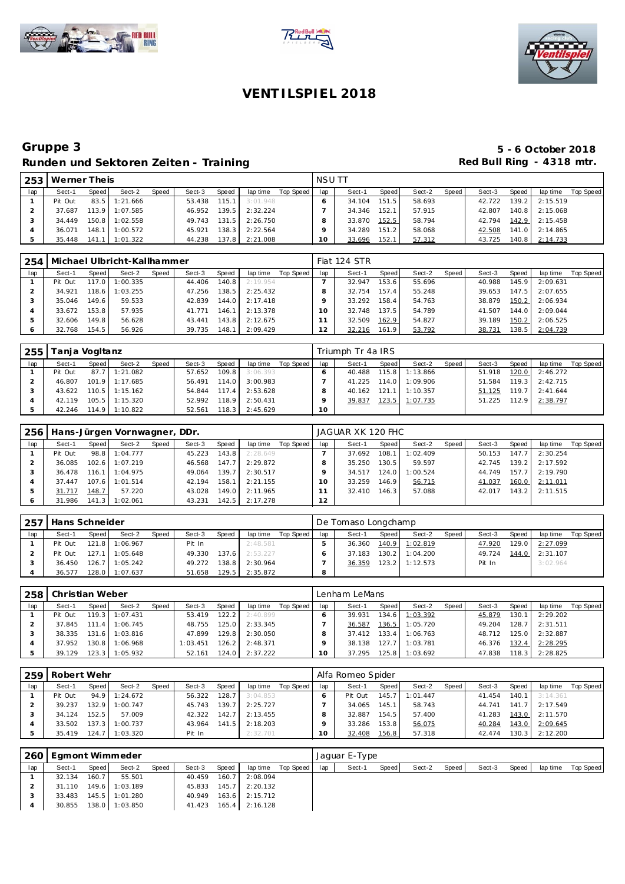# VENTILSPIEL 2018

## Gruppe 3

**Runden und Sektoren Zeiten - Training**

**5 - 6 October 2018**
**Red Bull Ring - 4318 mtr.**

| 253 | Werner Theis | | | | | | | | | NSU TT | | | | | | | | | |
|---|---|---|---|---|---|---|---|---|---|---|---|---|---|---|---|---|---|---|---|
| lap | Sect-1 | Speed | Sect-2 | Speed | Sect-3 | Speed | lap time | Top Speed | | lap | Sect-1 | Speed | Sect-2 | Speed | Sect-3 | Speed | lap time | Top Speed |
| 1 | Pit Out | 83.5 | 1:21.666 | | 53.438 | 115.1 | 3:01.948 | | | 6 | 34.104 | 151.5 | 58.693 | | 42.722 | 139.2 | 2:15.519 | |
| 2 | 37.687 | 113.9 | 1:07.585 | | 46.952 | 139.5 | 2:32.224 | | | 7 | 34.346 | 152.1 | 57.915 | | 42.807 | 140.8 | 2:15.068 | |
| 3 | 34.449 | 150.8 | 1:02.558 | | 49.743 | 131.5 | 2:26.750 | | | 8 | 33.870 | 152.5 | 58.794 | | 42.794 | 142.9 | 2:15.458 | |
| 4 | 36.071 | 148.1 | 1:00.572 | | 45.921 | 138.3 | 2:22.564 | | | 9 | 34.289 | 151.2 | 58.068 | | 42.508 | 141.0 | 2:14.865 | |
| 5 | 35.448 | 141.1 | 1:01.322 | | 44.238 | 137.8 | 2:21.008 | | | 10 | 33.696 | 152.1 | 57.312 | | 43.725 | 140.8 | 2:14.733 | |

| 254 | Michael Ulbricht-Kallhammer | | | | | | | | | Fiat 124 STR | | | | | | | | | |
|---|---|---|---|---|---|---|---|---|---|---|---|---|---|---|---|---|---|---|---|
| lap | Sect-1 | Speed | Sect-2 | Speed | Sect-3 | Speed | lap time | Top Speed | | lap | Sect-1 | Speed | Sect-2 | Speed | Sect-3 | Speed | lap time | Top Speed |
| 1 | Pit Out | 117.0 | 1:00.335 | | 44.406 | 140.8 | 2:19.954 | | | 7 | 32.947 | 153.6 | 55.696 | | 40.988 | 145.9 | 2:09.631 | |
| 2 | 34.921 | 118.6 | 1:03.255 | | 47.256 | 138.5 | 2:25.432 | | | 8 | 32.754 | 157.4 | 55.248 | | 39.653 | 147.5 | 2:07.655 | |
| 3 | 35.046 | 149.6 | 59.533 | | 42.839 | 144.0 | 2:17.418 | | | 9 | 33.292 | 158.4 | 54.763 | | 38.879 | 150.2 | 2:06.934 | |
| 4 | 33.672 | 153.8 | 57.935 | | 41.771 | 146.1 | 2:13.378 | | | 10 | 32.748 | 137.5 | 54.789 | | 41.507 | 144.0 | 2:09.044 | |
| 5 | 32.606 | 149.8 | 56.628 | | 43.441 | 143.8 | 2:12.675 | | | 11 | 32.509 | 162.9 | 54.827 | | 39.189 | 150.2 | 2:06.525 | |
| 6 | 32.768 | 154.5 | 56.926 | | 39.735 | 148.1 | 2:09.429 | | | 12 | 32.216 | 161.9 | 53.792 | | 38.731 | 138.5 | 2:04.739 | |

| 255 | Tanja Vogltanz | | | | | | | | | Triumph Tr 4a IRS | | | | | | | | | |
|---|---|---|---|---|---|---|---|---|---|---|---|---|---|---|---|---|---|---|---|
| lap | Sect-1 | Speed | Sect-2 | Speed | Sect-3 | Speed | lap time | Top Speed | | lap | Sect-1 | Speed | Sect-2 | Speed | Sect-3 | Speed | lap time | Top Speed |
| 1 | Pit Out | 87.7 | 1:21.082 | | 57.652 | 109.8 | 3:06.393 | | | 6 | 40.488 | 115.8 | 1:13.866 | | 51.918 | 120.0 | 2:46.272 | |
| 2 | 46.807 | 101.9 | 1:17.685 | | 56.491 | 114.0 | 3:00.983 | | | 7 | 41.225 | 114.0 | 1:09.906 | | 51.584 | 119.3 | 2:42.715 | |
| 3 | 43.622 | 110.5 | 1:15.162 | | 54.844 | 117.4 | 2:53.628 | | | 8 | 40.162 | 121.1 | 1:10.357 | | 51.125 | 119.7 | 2:41.644 | |
| 4 | 42.119 | 105.5 | 1:15.320 | | 52.992 | 118.9 | 2:50.431 | | | 9 | 39.837 | 123.5 | 1:07.735 | | 51.225 | 112.9 | 2:38.797 | |
| 5 | 42.246 | 114.9 | 1:10.822 | | 52.561 | 118.3 | 2:45.629 | | | 10 | | | | | | | | |

| 256 | Hans-Jürgen Vornwagner, DDr. | | | | | | | | | JAGUAR XK 120 FHC | | | | | | | | | |
|---|---|---|---|---|---|---|---|---|---|---|---|---|---|---|---|---|---|---|---|
| lap | Sect-1 | Speed | Sect-2 | Speed | Sect-3 | Speed | lap time | Top Speed | | lap | Sect-1 | Speed | Sect-2 | Speed | Sect-3 | Speed | lap time | Top Speed |
| 1 | Pit Out | 98.8 | 1:04.777 | | 45.223 | 143.8 | 2:28.649 | | | 7 | 37.692 | 108.1 | 1:02.409 | | 50.153 | 147.7 | 2:30.254 | |
| 2 | 36.085 | 102.6 | 1:07.219 | | 46.568 | 147.7 | 2:29.872 | | | 8 | 35.250 | 130.5 | 59.597 | | 42.745 | 139.2 | 2:17.592 | |
| 3 | 36.478 | 116.1 | 1:04.975 | | 49.064 | 139.7 | 2:30.517 | | | 9 | 34.517 | 124.0 | 1:00.524 | | 44.749 | 157.7 | 2:19.790 | |
| 4 | 37.447 | 107.6 | 1:01.514 | | 42.194 | 158.1 | 2:21.155 | | | 10 | 33.259 | 146.9 | 56.715 | | 41.037 | 160.0 | 2:11.011 | |
| 5 | 31.717 | 148.7 | 57.220 | | 43.028 | 149.0 | 2:11.965 | | | 11 | 32.410 | 146.3 | 57.088 | | 42.017 | 143.2 | 2:11.515 | |
| 6 | 31.986 | 141.3 | 1:02.061 | | 43.231 | 142.5 | 2:17.278 | | | 12 | | | | | | | | |

| 257 | Hans Schneider | | | | | | | | | De Tomaso Longchamp | | | | | | | | | |
|---|---|---|---|---|---|---|---|---|---|---|---|---|---|---|---|---|---|---|---|
| lap | Sect-1 | Speed | Sect-2 | Speed | Sect-3 | Speed | lap time | Top Speed | | lap | Sect-1 | Speed | Sect-2 | Speed | Sect-3 | Speed | lap time | Top Speed |
| 1 | Pit Out | 121.8 | 1:06.967 | | Pit In | | 2:48.581 | | | 5 | 36.360 | 140.9 | 1:02.819 | | 47.920 | 129.0 | 2:27.099 | |
| 2 | Pit Out | 127.1 | 1:05.648 | | 49.330 | 137.6 | 2:53.227 | | | 6 | 37.183 | 130.2 | 1:04.200 | | 49.724 | 144.0 | 2:31.107 | |
| 3 | 36.450 | 126.7 | 1:05.242 | | 49.272 | 138.8 | 2:30.964 | | | 7 | 36.359 | 123.2 | 1:12.573 | | Pit In | | 3:02.964 | |
| 4 | 36.577 | 128.0 | 1:07.637 | | 51.658 | 129.5 | 2:35.872 | | | 8 | | | | | | | | |

| 258 | Christian Weber | | | | | | | | | Lenham LeMans | | | | | | | | | |
|---|---|---|---|---|---|---|---|---|---|---|---|---|---|---|---|---|---|---|---|
| lap | Sect-1 | Speed | Sect-2 | Speed | Sect-3 | Speed | lap time | Top Speed | | lap | Sect-1 | Speed | Sect-2 | Speed | Sect-3 | Speed | lap time | Top Speed |
| 1 | Pit Out | 119.3 | 1:07.431 | | 53.419 | 122.2 | 2:40.899 | | | 6 | 39.931 | 134.6 | 1:03.392 | | 45.879 | 130.1 | 2:29.202 | |
| 2 | 37.845 | 111.4 | 1:06.745 | | 48.755 | 125.0 | 2:33.345 | | | 7 | 36.587 | 136.5 | 1:05.720 | | 49.204 | 128.7 | 2:31.511 | |
| 3 | 38.335 | 131.6 | 1:03.816 | | 47.899 | 129.8 | 2:30.050 | | | 8 | 37.412 | 133.4 | 1:06.763 | | 48.712 | 125.0 | 2:32.887 | |
| 4 | 37.952 | 130.8 | 1:06.968 | | 1:03.451 | 126.2 | 2:48.371 | | | 9 | 38.138 | 127.7 | 1:03.781 | | 46.376 | 132.4 | 2:28.295 | |
| 5 | 39.129 | 123.3 | 1:05.932 | | 52.161 | 124.0 | 2:37.222 | | | 10 | 37.295 | 125.8 | 1:03.692 | | 47.838 | 118.3 | 2:28.825 | |

| 259 | Robert Wehr | | | | | | | | | Alfa Romeo Spider | | | | | | | | | |
|---|---|---|---|---|---|---|---|---|---|---|---|---|---|---|---|---|---|---|---|
| lap | Sect-1 | Speed | Sect-2 | Speed | Sect-3 | Speed | lap time | Top Speed | | lap | Sect-1 | Speed | Sect-2 | Speed | Sect-3 | Speed | lap time | Top Speed |
| 1 | Pit Out | 94.9 | 1:24.672 | | 56.322 | 128.7 | 3:04.853 | | | 6 | Pit Out | 145.7 | 1:01.447 | | 41.454 | 140.1 | 3:14.361 | |
| 2 | 39.237 | 132.9 | 1:00.747 | | 45.743 | 139.7 | 2:25.727 | | | 7 | 34.065 | 145.1 | 58.743 | | 44.741 | 141.7 | 2:17.549 | |
| 3 | 34.124 | 152.5 | 57.009 | | 42.322 | 142.7 | 2:13.455 | | | 8 | 32.887 | 154.5 | 57.400 | | 41.283 | 143.0 | 2:11.570 | |
| 4 | 33.502 | 137.3 | 1:00.737 | | 43.964 | 141.5 | 2:18.203 | | | 9 | 33.286 | 153.8 | 56.075 | | 40.284 | 143.0 | 2:09.645 | |
| 5 | 35.419 | 124.7 | 1:03.320 | | Pit In | | 2:32.701 | | | 10 | 32.408 | 156.8 | 57.318 | | 42.474 | 130.3 | 2:12.200 | |

| 260 | Egmont Wimmeder | | | | | | | | | Jaguar E-Type | | | | | | | | | |
|---|---|---|---|---|---|---|---|---|---|---|---|---|---|---|---|---|---|---|---|
| lap | Sect-1 | Speed | Sect-2 | Speed | Sect-3 | Speed | lap time | Top Speed | | lap | Sect-1 | Speed | Sect-2 | Speed | Sect-3 | Speed | lap time | Top Speed |
| 1 | 32.134 | 160.7 | 55.501 | | 40.459 | 160.7 | 2:08.094 | | | | | | | | | | | |
| 2 | 31.110 | 149.6 | 1:03.189 | | 45.833 | 145.7 | 2:20.132 | | | | | | | | | | | |
| 3 | 33.483 | 145.5 | 1:01.280 | | 40.949 | 163.6 | 2:15.712 | | | | | | | | | | | |
| 4 | 30.855 | 138.0 | 1:03.850 | | 41.423 | 165.4 | 2:16.128 | | | | | | | | | | | |